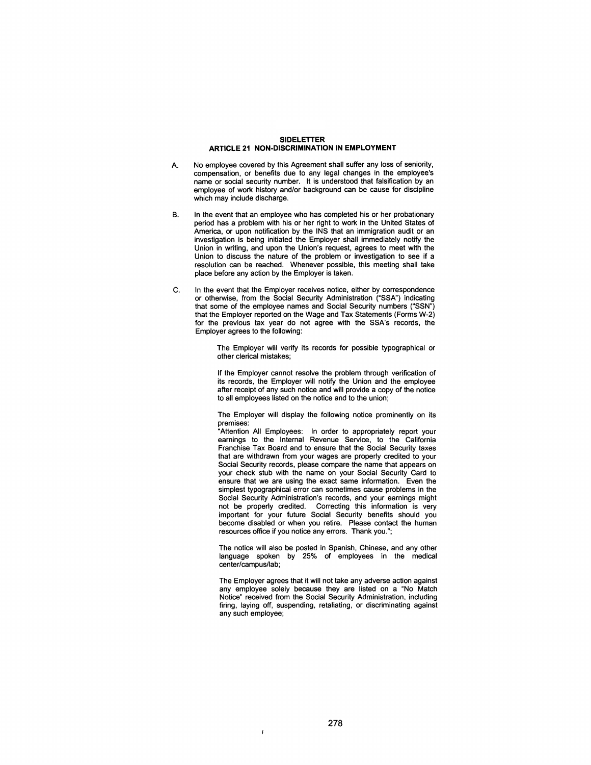## SIDELETTER
## ARTICLE 21 NON-DISCRIMINATION IN EMPLOYMENT

A. No employee covered by this Agreement shall suffer any loss of seniority, compensation, or benefits due to any legal changes in the employee's name or social security number. It is understood that falsification by an employee of work history and/or background can be cause for discipline which may include discharge.

B. In the event that an employee who has completed his or her probationary period has a problem with his or her right to work in the United States of America, or upon notification by the INS that an immigration audit or an investigation is being initiated the Employer shall immediately notify the Union in writing, and upon the Union's request, agrees to meet with the Union to discuss the nature of the problem or investigation to see if a resolution can be reached. Whenever possible, this meeting shall take place before any action by the Employer is taken.

C. In the event that the Employer receives notice, either by correspondence or otherwise, from the Social Security Administration ("SSA") indicating that some of the employee names and Social Security numbers ("SSN") that the Employer reported on the Wage and Tax Statements (Forms W-2) for the previous tax year do not agree with the SSA's records, the Employer agrees to the following:

   The Employer will verify its records for possible typographical or other clerical mistakes;

   If the Employer cannot resolve the problem through verification of its records, the Employer will notify the Union and the employee after receipt of any such notice and will provide a copy of the notice to all employees listed on the notice and to the union;

   The Employer will display the following notice prominently on its premises:
   "Attention All Employees: In order to appropriately report your earnings to the Internal Revenue Service, to the California Franchise Tax Board and to ensure that the Social Security taxes that are withdrawn from your wages are properly credited to your Social Security records, please compare the name that appears on your check stub with the name on your Social Security Card to ensure that we are using the exact same information. Even the simplest typographical error can sometimes cause problems in the Social Security Administration's records, and your earnings might not be properly credited. Correcting this information is very important for your future Social Security benefits should you become disabled or when you retire. Please contact the human resources office if you notice any errors. Thank you.";

   The notice will also be posted in Spanish, Chinese, and any other language spoken by 25% of employees in the medical center/campus/lab;

   The Employer agrees that it will not take any adverse action against any employee solely because they are listed on a "No Match Notice" received from the Social Security Administration, including firing, laying off, suspending, retaliating, or discriminating against any such employee;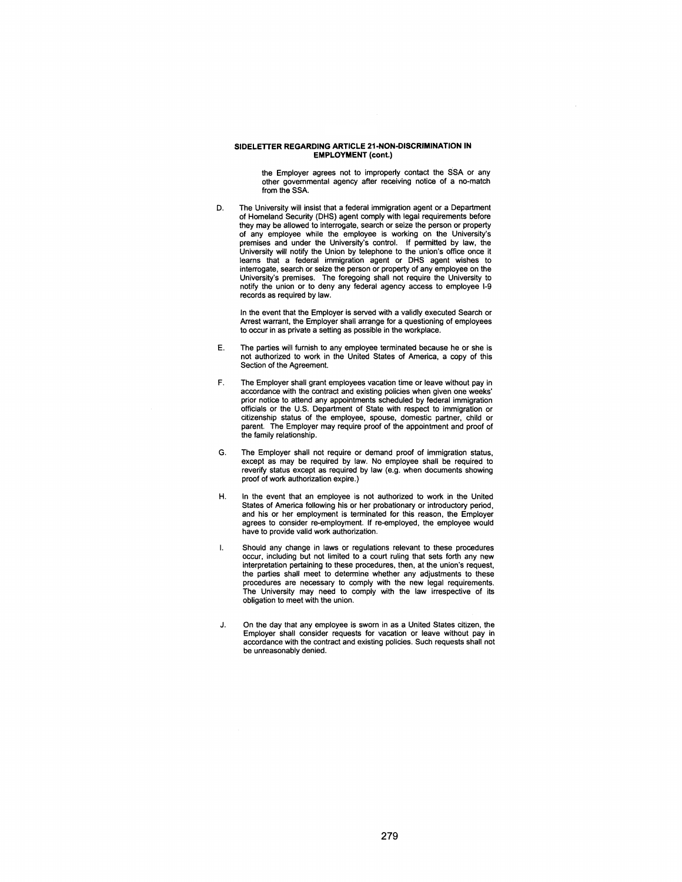**SIDELETTER REGARDING ARTICLE 21-NON-DISCRIMINATION IN EMPLOYMENT (cont.)**

the Employer agrees not to improperly contact the SSA or any other governmental agency after receiving notice of a no-match from the SSA.

D. The University will insist that a federal immigration agent or a Department of Homeland Security (DHS) agent comply with legal requirements before they may be allowed to interrogate, search or seize the person or property of any employee while the employee is working on the University's premises and under the University's control. If permitted by law, the University will notify the Union by telephone to the union's office once it learns that a federal immigration agent or DHS agent wishes to interrogate, search or seize the person or property of any employee on the University's premises. The foregoing shall not require the University to notify the union or to deny any federal agency access to employee I-9 records as required by law.

   In the event that the Employer is served with a validly executed Search or Arrest warrant, the Employer shall arrange for a questioning of employees to occur in as private a setting as possible in the workplace.

E. The parties will furnish to any employee terminated because he or she is not authorized to work in the United States of America, a copy of this Section of the Agreement.

F. The Employer shall grant employees vacation time or leave without pay in accordance with the contract and existing policies when given one weeks' prior notice to attend any appointments scheduled by federal immigration officials or the U.S. Department of State with respect to immigration or citizenship status of the employee, spouse, domestic partner, child or parent. The Employer may require proof of the appointment and proof of the family relationship.

G. The Employer shall not require or demand proof of immigration status, except as may be required by law. No employee shall be required to reverify status except as required by law (e.g. when documents showing proof of work authorization expire.)

H. In the event that an employee is not authorized to work in the United States of America following his or her probationary or introductory period, and his or her employment is terminated for this reason, the Employer agrees to consider re-employment. If re-employed, the employee would have to provide valid work authorization.

I. Should any change in laws or regulations relevant to these procedures occur, including but not limited to a court ruling that sets forth any new interpretation pertaining to these procedures, then, at the union's request, the parties shall meet to determine whether any adjustments to these procedures are necessary to comply with the new legal requirements. The University may need to comply with the law irrespective of its obligation to meet with the union.

J. On the day that any employee is sworn in as a United States citizen, the Employer shall consider requests for vacation or leave without pay in accordance with the contract and existing policies. Such requests shall not be unreasonably denied.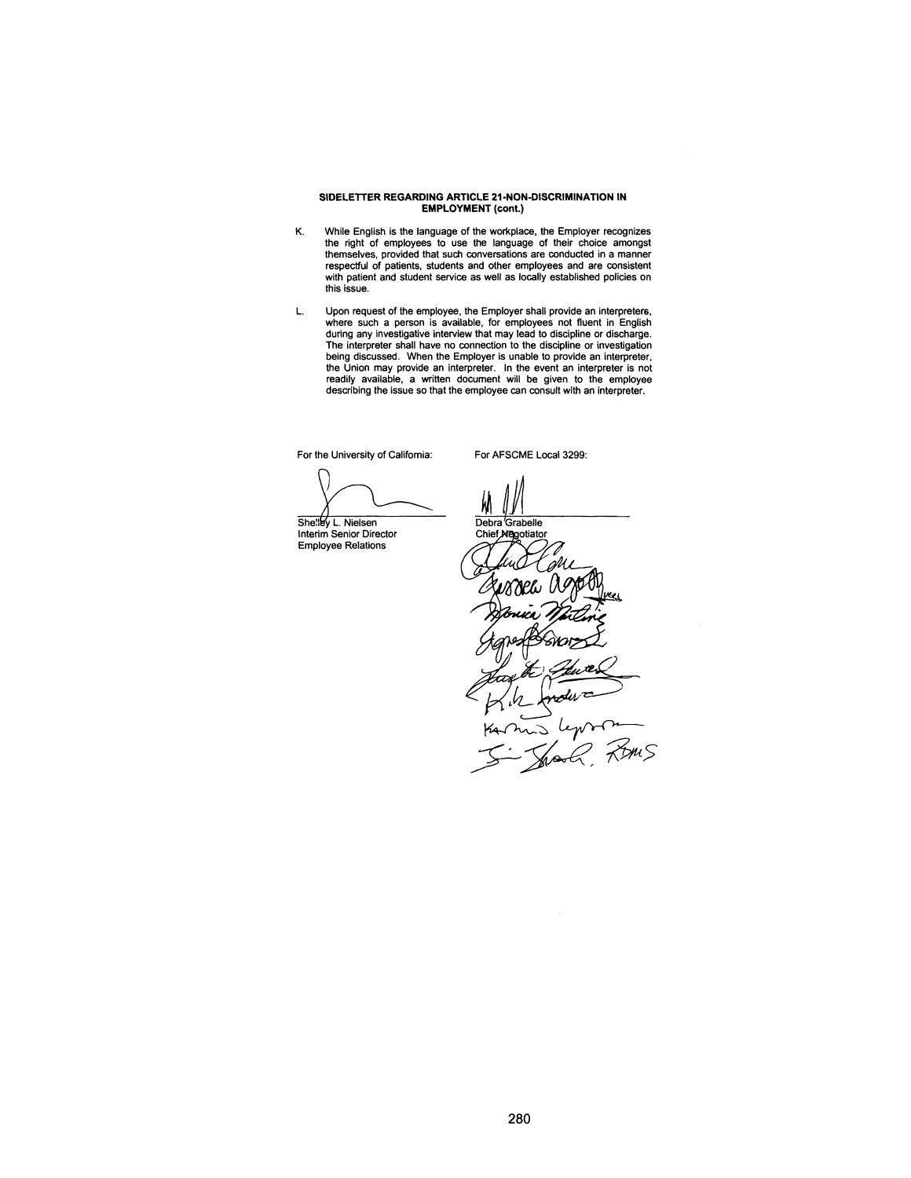## SIDELETTER REGARDING ARTICLE 21-NON-DISCRIMINATION IN EMPLOYMENT (cont.)

K. While English is the language of the workplace, the Employer recognizes the right of employees to use the language of their choice amongst themselves, provided that such conversations are conducted in a manner respectful of patients, students and other employees and are consistent with patient and student service as well as locally established policies on this issue.

L. Upon request of the employee, the Employer shall provide an interpreters, where such a person is available, for employees not fluent in English during any investigative interview that may lead to discipline or discharge. The interpreter shall have no connection to the discipline or investigation being discussed. When the Employer is unable to provide an interpreter, the Union may provide an interpreter. In the event an interpreter is not readily available, a written document will be given to the employee describing the issue so that the employee can consult with an interpreter.

For the University of California:

Shelley L. Nielsen
Interim Senior Director
Employee Relations

For AFSCME Local 3299:

Debra Grabelle
Chief Negotiator